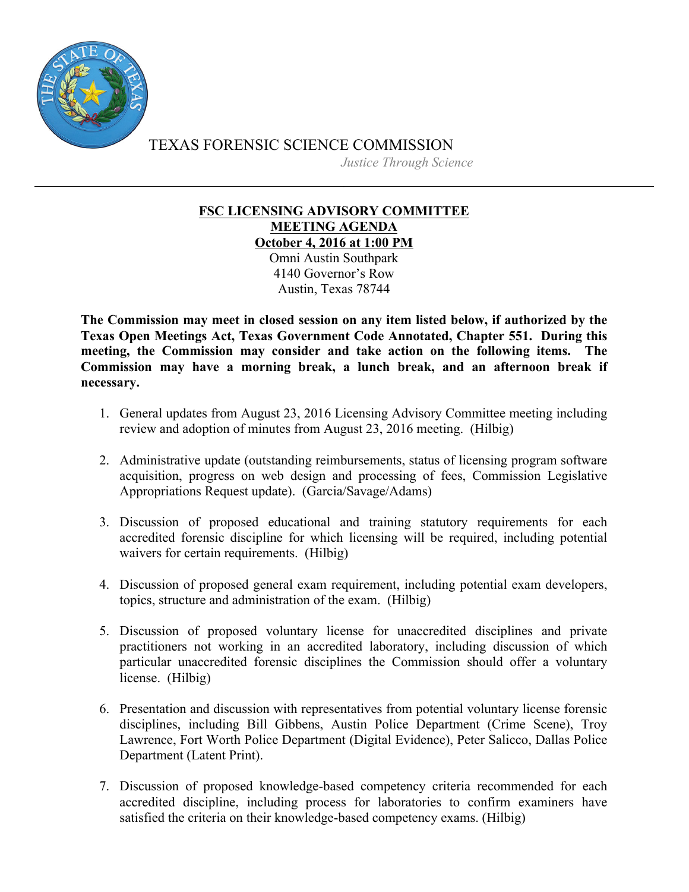TEXAS FORENSIC SCIENCE COMMISSION

*Justice Through Science*

---

**FSC LICENSING ADVISORY COMMITTEE**
**MEETING AGENDA**
**October 4, 2016 at 1:00 PM**

Omni Austin Southpark
4140 Governor's Row
Austin, Texas 78744

**The Commission may meet in closed session on any item listed below, if authorized by the Texas Open Meetings Act, Texas Government Code Annotated, Chapter 551. During this meeting, the Commission may consider and take action on the following items. The Commission may have a morning break, a lunch break, and an afternoon break if necessary.**

1. General updates from August 23, 2016 Licensing Advisory Committee meeting including review and adoption of minutes from August 23, 2016 meeting. (Hilbig)

2. Administrative update (outstanding reimbursements, status of licensing program software acquisition, progress on web design and processing of fees, Commission Legislative Appropriations Request update). (Garcia/Savage/Adams)

3. Discussion of proposed educational and training statutory requirements for each accredited forensic discipline for which licensing will be required, including potential waivers for certain requirements. (Hilbig)

4. Discussion of proposed general exam requirement, including potential exam developers, topics, structure and administration of the exam. (Hilbig)

5. Discussion of proposed voluntary license for unaccredited disciplines and private practitioners not working in an accredited laboratory, including discussion of which particular unaccredited forensic disciplines the Commission should offer a voluntary license. (Hilbig)

6. Presentation and discussion with representatives from potential voluntary license forensic disciplines, including Bill Gibbens, Austin Police Department (Crime Scene), Troy Lawrence, Fort Worth Police Department (Digital Evidence), Peter Salicco, Dallas Police Department (Latent Print).

7. Discussion of proposed knowledge-based competency criteria recommended for each accredited discipline, including process for laboratories to confirm examiners have satisfied the criteria on their knowledge-based competency exams. (Hilbig)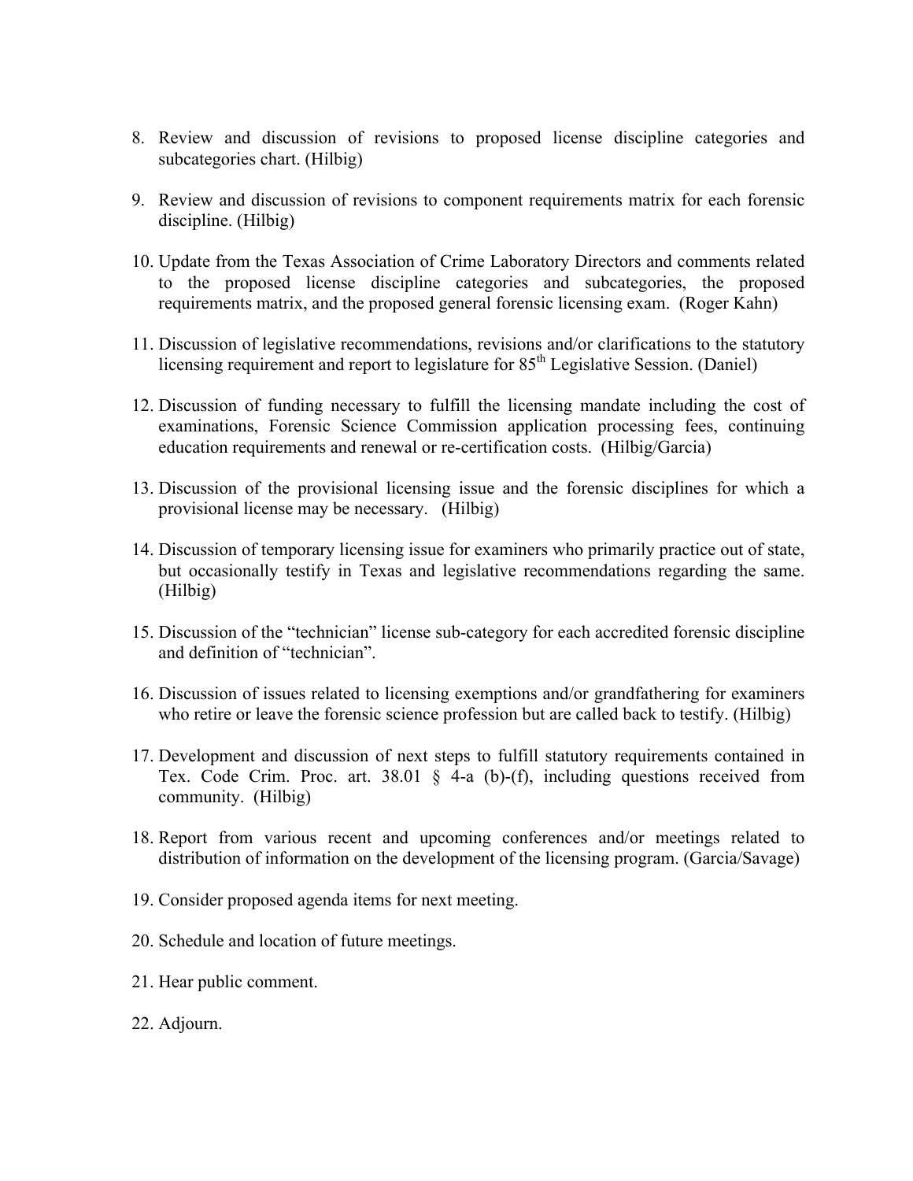8. Review and discussion of revisions to proposed license discipline categories and subcategories chart. (Hilbig)

9. Review and discussion of revisions to component requirements matrix for each forensic discipline. (Hilbig)

10. Update from the Texas Association of Crime Laboratory Directors and comments related to the proposed license discipline categories and subcategories, the proposed requirements matrix, and the proposed general forensic licensing exam. (Roger Kahn)

11. Discussion of legislative recommendations, revisions and/or clarifications to the statutory licensing requirement and report to legislature for 85th Legislative Session. (Daniel)

12. Discussion of funding necessary to fulfill the licensing mandate including the cost of examinations, Forensic Science Commission application processing fees, continuing education requirements and renewal or re-certification costs. (Hilbig/Garcia)

13. Discussion of the provisional licensing issue and the forensic disciplines for which a provisional license may be necessary. (Hilbig)

14. Discussion of temporary licensing issue for examiners who primarily practice out of state, but occasionally testify in Texas and legislative recommendations regarding the same. (Hilbig)

15. Discussion of the "technician" license sub-category for each accredited forensic discipline and definition of "technician".

16. Discussion of issues related to licensing exemptions and/or grandfathering for examiners who retire or leave the forensic science profession but are called back to testify. (Hilbig)

17. Development and discussion of next steps to fulfill statutory requirements contained in Tex. Code Crim. Proc. art. 38.01 § 4-a (b)-(f), including questions received from community. (Hilbig)

18. Report from various recent and upcoming conferences and/or meetings related to distribution of information on the development of the licensing program. (Garcia/Savage)

19. Consider proposed agenda items for next meeting.

20. Schedule and location of future meetings.

21. Hear public comment.

22. Adjourn.